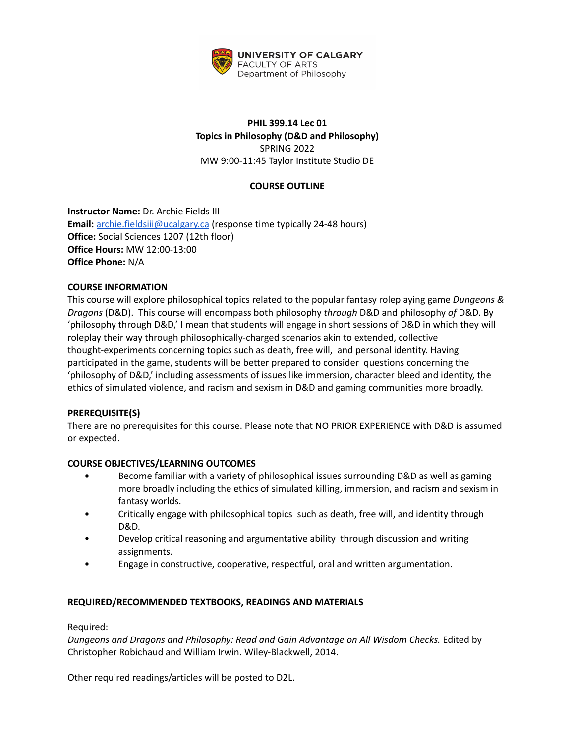UNIVERSITY OF CALGARY
FACULTY OF ARTS
Department of Philosophy

**PHIL 399.14 Lec 01**
**Topics in Philosophy (D&D and Philosophy)**
SPRING 2022
MW 9:00-11:45 Taylor Institute Studio DE

**COURSE OUTLINE**

**Instructor Name:** Dr. Archie Fields III
**Email:** archie.fieldsiii@ucalgary.ca (response time typically 24-48 hours)
**Office:** Social Sciences 1207 (12th floor)
**Office Hours:** MW 12:00-13:00
**Office Phone:** N/A

**COURSE INFORMATION**

This course will explore philosophical topics related to the popular fantasy roleplaying game *Dungeons & Dragons* (D&D). This course will encompass both philosophy *through* D&D and philosophy *of* D&D. By 'philosophy through D&D,' I mean that students will engage in short sessions of D&D in which they will roleplay their way through philosophically-charged scenarios akin to extended, collective thought-experiments concerning topics such as death, free will, and personal identity. Having participated in the game, students will be better prepared to consider questions concerning the 'philosophy of D&D,' including assessments of issues like immersion, character bleed and identity, the ethics of simulated violence, and racism and sexism in D&D and gaming communities more broadly.

**PREREQUISITE(S)**

There are no prerequisites for this course. Please note that NO PRIOR EXPERIENCE with D&D is assumed or expected.

**COURSE OBJECTIVES/LEARNING OUTCOMES**

- Become familiar with a variety of philosophical issues surrounding D&D as well as gaming more broadly including the ethics of simulated killing, immersion, and racism and sexism in fantasy worlds.
- Critically engage with philosophical topics such as death, free will, and identity through D&D.
- Develop critical reasoning and argumentative ability through discussion and writing assignments.
- Engage in constructive, cooperative, respectful, oral and written argumentation.

**REQUIRED/RECOMMENDED TEXTBOOKS, READINGS AND MATERIALS**

Required:
*Dungeons and Dragons and Philosophy: Read and Gain Advantage on All Wisdom Checks.* Edited by Christopher Robichaud and William Irwin. Wiley-Blackwell, 2014.

Other required readings/articles will be posted to D2L.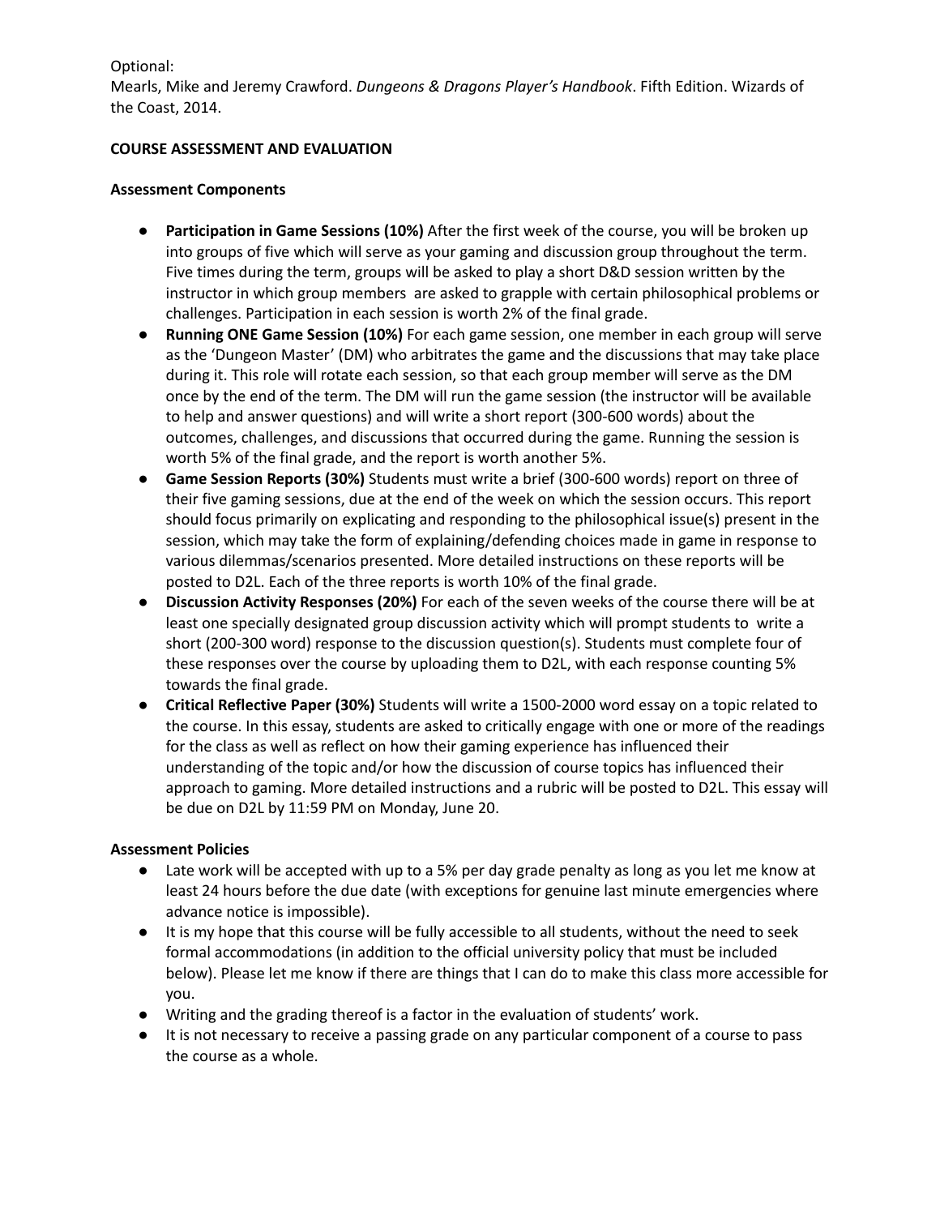Optional:
Mearls, Mike and Jeremy Crawford. *Dungeons & Dragons Player's Handbook*. Fifth Edition. Wizards of the Coast, 2014.

**COURSE ASSESSMENT AND EVALUATION**

**Assessment Components**

- **Participation in Game Sessions (10%)** After the first week of the course, you will be broken up into groups of five which will serve as your gaming and discussion group throughout the term. Five times during the term, groups will be asked to play a short D&D session written by the instructor in which group members are asked to grapple with certain philosophical problems or challenges. Participation in each session is worth 2% of the final grade.
- **Running ONE Game Session (10%)** For each game session, one member in each group will serve as the 'Dungeon Master' (DM) who arbitrates the game and the discussions that may take place during it. This role will rotate each session, so that each group member will serve as the DM once by the end of the term. The DM will run the game session (the instructor will be available to help and answer questions) and will write a short report (300-600 words) about the outcomes, challenges, and discussions that occurred during the game. Running the session is worth 5% of the final grade, and the report is worth another 5%.
- **Game Session Reports (30%)** Students must write a brief (300-600 words) report on three of their five gaming sessions, due at the end of the week on which the session occurs. This report should focus primarily on explicating and responding to the philosophical issue(s) present in the session, which may take the form of explaining/defending choices made in game in response to various dilemmas/scenarios presented. More detailed instructions on these reports will be posted to D2L. Each of the three reports is worth 10% of the final grade.
- **Discussion Activity Responses (20%)** For each of the seven weeks of the course there will be at least one specially designated group discussion activity which will prompt students to write a short (200-300 word) response to the discussion question(s). Students must complete four of these responses over the course by uploading them to D2L, with each response counting 5% towards the final grade.
- **Critical Reflective Paper (30%)** Students will write a 1500-2000 word essay on a topic related to the course. In this essay, students are asked to critically engage with one or more of the readings for the class as well as reflect on how their gaming experience has influenced their understanding of the topic and/or how the discussion of course topics has influenced their approach to gaming. More detailed instructions and a rubric will be posted to D2L. This essay will be due on D2L by 11:59 PM on Monday, June 20.

**Assessment Policies**

- Late work will be accepted with up to a 5% per day grade penalty as long as you let me know at least 24 hours before the due date (with exceptions for genuine last minute emergencies where advance notice is impossible).
- It is my hope that this course will be fully accessible to all students, without the need to seek formal accommodations (in addition to the official university policy that must be included below). Please let me know if there are things that I can do to make this class more accessible for you.
- Writing and the grading thereof is a factor in the evaluation of students' work.
- It is not necessary to receive a passing grade on any particular component of a course to pass the course as a whole.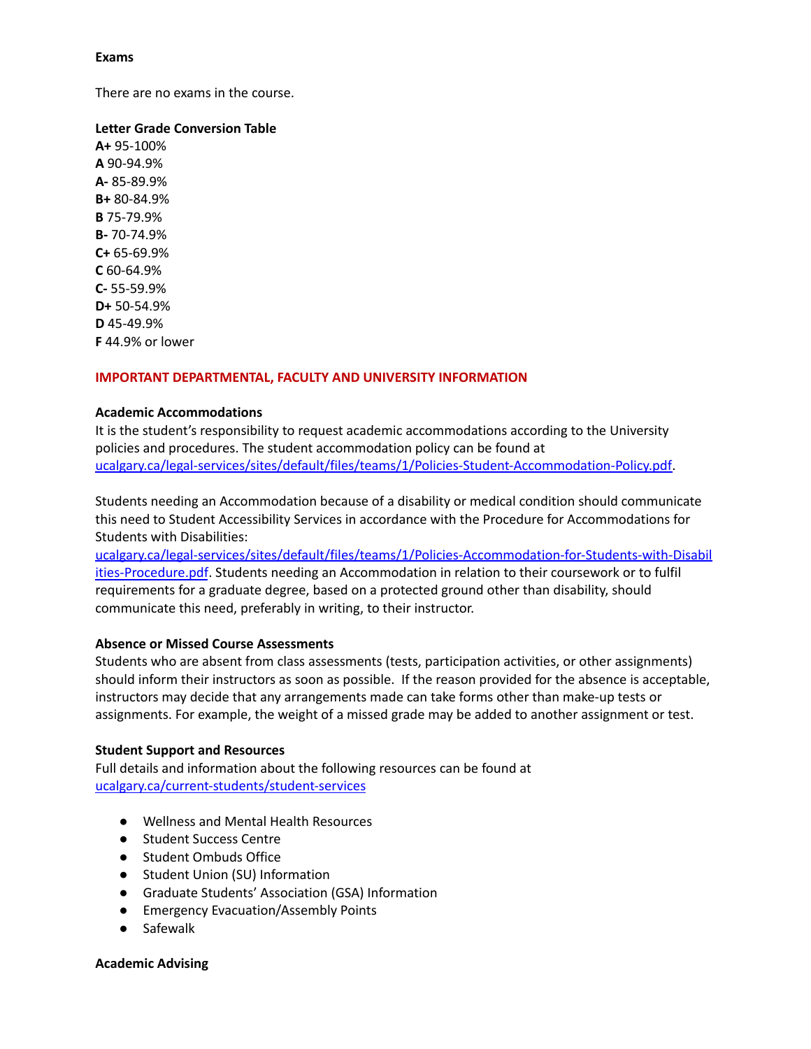**Exams**

There are no exams in the course.

**Letter Grade Conversion Table**
**A+** 95-100%
**A** 90-94.9%
**A-** 85-89.9%
**B+** 80-84.9%
**B** 75-79.9%
**B-** 70-74.9%
**C+** 65-69.9%
**C** 60-64.9%
**C-** 55-59.9%
**D+** 50-54.9%
**D** 45-49.9%
**F** 44.9% or lower

## IMPORTANT DEPARTMENTAL, FACULTY AND UNIVERSITY INFORMATION

**Academic Accommodations**
It is the student's responsibility to request academic accommodations according to the University policies and procedures. The student accommodation policy can be found at [ucalgary.ca/legal-services/sites/default/files/teams/1/Policies-Student-Accommodation-Policy.pdf](https://ucalgary.ca/legal-services/sites/default/files/teams/1/Policies-Student-Accommodation-Policy.pdf).

Students needing an Accommodation because of a disability or medical condition should communicate this need to Student Accessibility Services in accordance with the Procedure for Accommodations for Students with Disabilities: [ucalgary.ca/legal-services/sites/default/files/teams/1/Policies-Accommodation-for-Students-with-Disabilities-Procedure.pdf](https://ucalgary.ca/legal-services/sites/default/files/teams/1/Policies-Accommodation-for-Students-with-Disabilities-Procedure.pdf). Students needing an Accommodation in relation to their coursework or to fulfil requirements for a graduate degree, based on a protected ground other than disability, should communicate this need, preferably in writing, to their instructor.

**Absence or Missed Course Assessments**
Students who are absent from class assessments (tests, participation activities, or other assignments) should inform their instructors as soon as possible. If the reason provided for the absence is acceptable, instructors may decide that any arrangements made can take forms other than make-up tests or assignments. For example, the weight of a missed grade may be added to another assignment or test.

**Student Support and Resources**
Full details and information about the following resources can be found at [ucalgary.ca/current-students/student-services](https://ucalgary.ca/current-students/student-services)

- Wellness and Mental Health Resources
- Student Success Centre
- Student Ombuds Office
- Student Union (SU) Information
- Graduate Students' Association (GSA) Information
- Emergency Evacuation/Assembly Points
- Safewalk

**Academic Advising**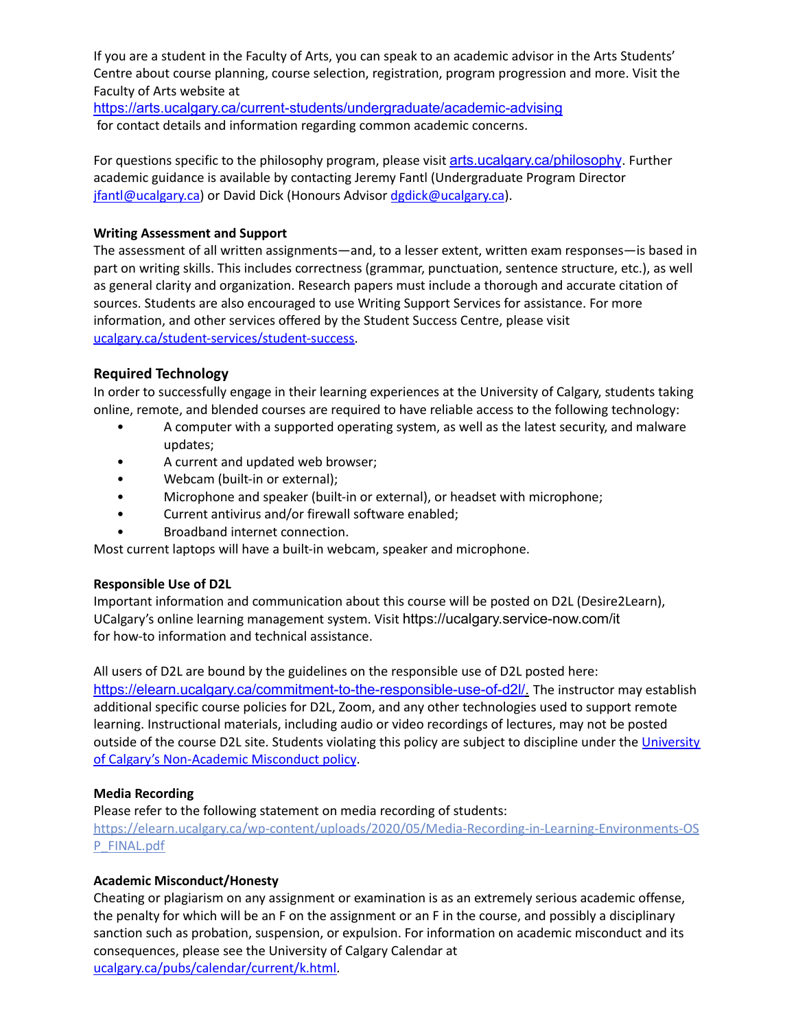If you are a student in the Faculty of Arts, you can speak to an academic advisor in the Arts Students' Centre about course planning, course selection, registration, program progression and more. Visit the Faculty of Arts website at
https://arts.ucalgary.ca/current-students/undergraduate/academic-advising
for contact details and information regarding common academic concerns.

For questions specific to the philosophy program, please visit arts.ucalgary.ca/philosophy. Further academic guidance is available by contacting Jeremy Fantl (Undergraduate Program Director jfantl@ucalgary.ca) or David Dick (Honours Advisor dgdick@ucalgary.ca).

**Writing Assessment and Support**
The assessment of all written assignments—and, to a lesser extent, written exam responses—is based in part on writing skills. This includes correctness (grammar, punctuation, sentence structure, etc.), as well as general clarity and organization. Research papers must include a thorough and accurate citation of sources. Students are also encouraged to use Writing Support Services for assistance. For more information, and other services offered by the Student Success Centre, please visit ucalgary.ca/student-services/student-success.

## Required Technology

In order to successfully engage in their learning experiences at the University of Calgary, students taking online, remote, and blended courses are required to have reliable access to the following technology:

- A computer with a supported operating system, as well as the latest security, and malware updates;
- A current and updated web browser;
- Webcam (built-in or external);
- Microphone and speaker (built-in or external), or headset with microphone;
- Current antivirus and/or firewall software enabled;
- Broadband internet connection.

Most current laptops will have a built-in webcam, speaker and microphone.

**Responsible Use of D2L**
Important information and communication about this course will be posted on D2L (Desire2Learn), UCalgary's online learning management system. Visit https://ucalgary.service-now.com/it for how-to information and technical assistance.

All users of D2L are bound by the guidelines on the responsible use of D2L posted here: https://elearn.ucalgary.ca/commitment-to-the-responsible-use-of-d2l/. The instructor may establish additional specific course policies for D2L, Zoom, and any other technologies used to support remote learning. Instructional materials, including audio or video recordings of lectures, may not be posted outside of the course D2L site. Students violating this policy are subject to discipline under the University of Calgary's Non-Academic Misconduct policy.

**Media Recording**
Please refer to the following statement on media recording of students:
https://elearn.ucalgary.ca/wp-content/uploads/2020/05/Media-Recording-in-Learning-Environments-OSP_FINAL.pdf

**Academic Misconduct/Honesty**
Cheating or plagiarism on any assignment or examination is as an extremely serious academic offense, the penalty for which will be an F on the assignment or an F in the course, and possibly a disciplinary sanction such as probation, suspension, or expulsion. For information on academic misconduct and its consequences, please see the University of Calgary Calendar at ucalgary.ca/pubs/calendar/current/k.html.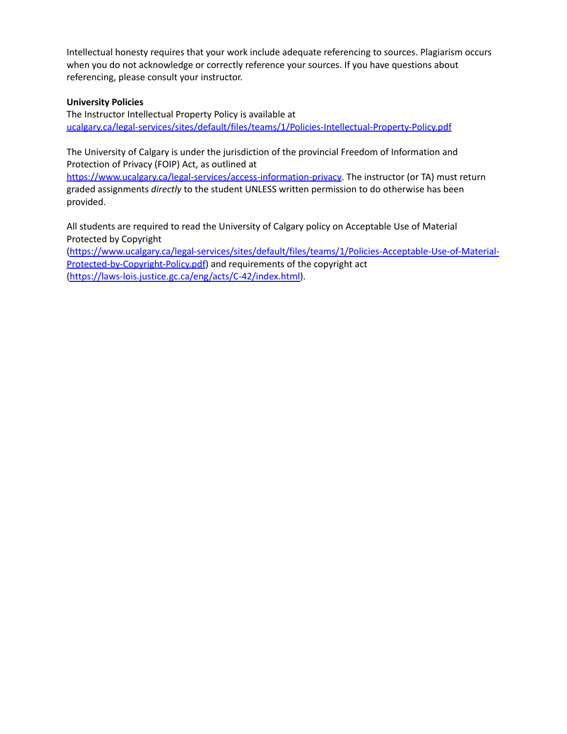Intellectual honesty requires that your work include adequate referencing to sources. Plagiarism occurs when you do not acknowledge or correctly reference your sources. If you have questions about referencing, please consult your instructor.

**University Policies**

The Instructor Intellectual Property Policy is available at [ucalgary.ca/legal-services/sites/default/files/teams/1/Policies-Intellectual-Property-Policy.pdf](https://ucalgary.ca/legal-services/sites/default/files/teams/1/Policies-Intellectual-Property-Policy.pdf)

The University of Calgary is under the jurisdiction of the provincial Freedom of Information and Protection of Privacy (FOIP) Act, as outlined at [https://www.ucalgary.ca/legal-services/access-information-privacy](https://www.ucalgary.ca/legal-services/access-information-privacy). The instructor (or TA) must return graded assignments *directly* to the student UNLESS written permission to do otherwise has been provided.

All students are required to read the University of Calgary policy on Acceptable Use of Material Protected by Copyright ([https://www.ucalgary.ca/legal-services/sites/default/files/teams/1/Policies-Acceptable-Use-of-Material-Protected-by-Copyright-Policy.pdf](https://www.ucalgary.ca/legal-services/sites/default/files/teams/1/Policies-Acceptable-Use-of-Material-Protected-by-Copyright-Policy.pdf)) and requirements of the copyright act ([https://laws-lois.justice.gc.ca/eng/acts/C-42/index.html](https://laws-lois.justice.gc.ca/eng/acts/C-42/index.html)).